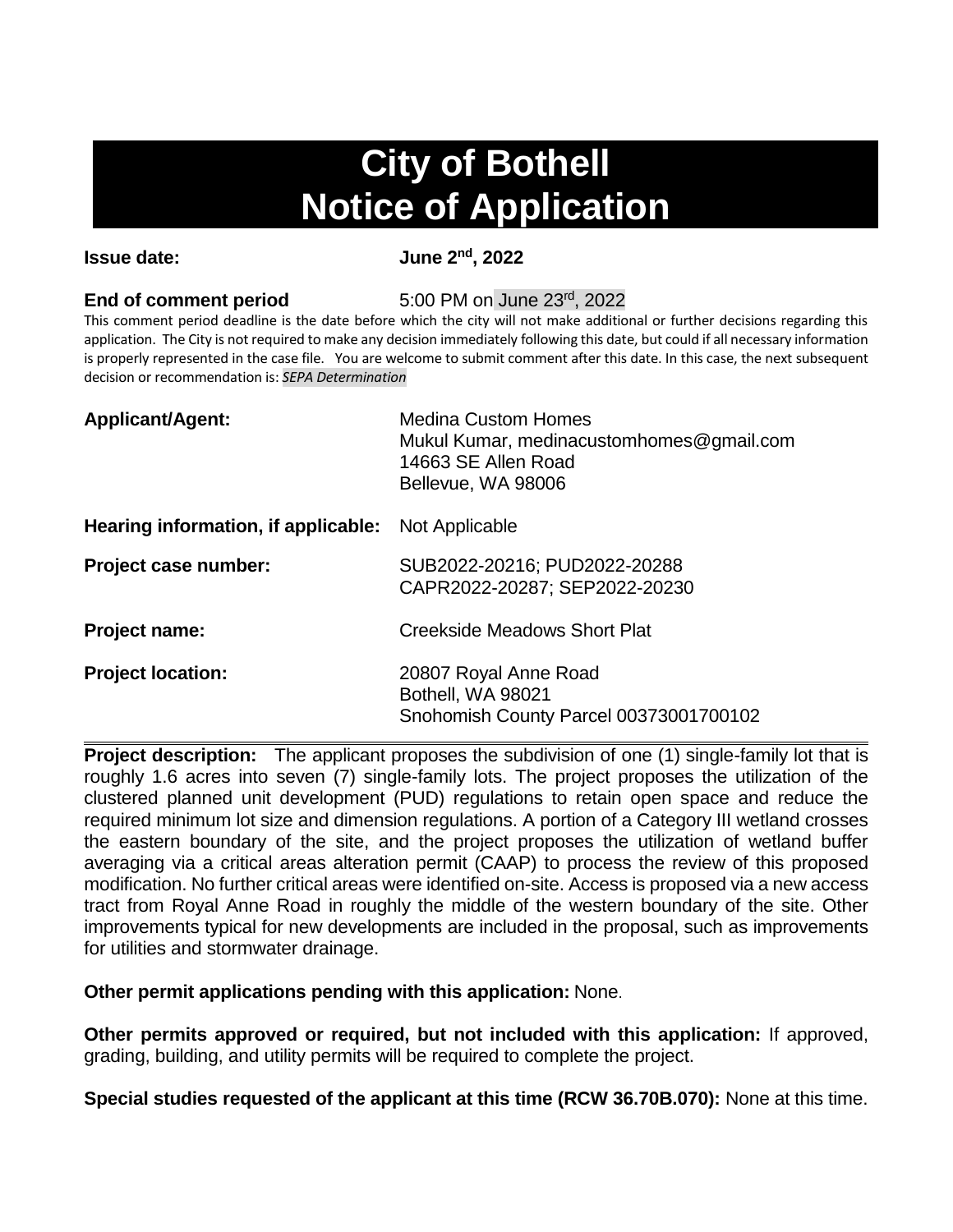# City of Bothell
# Notice of Application

**Issue date:** **June 2nd, 2022**

**End of comment period** 5:00 PM on June 23rd, 2022

This comment period deadline is the date before which the city will not make additional or further decisions regarding this application. The City is not required to make any decision immediately following this date, but could if all necessary information is properly represented in the case file. You are welcome to submit comment after this date. In this case, the next subsequent decision or recommendation is: *SEPA Determination*

**Applicant/Agent:** Medina Custom Homes
Mukul Kumar, medinacustomhomes@gmail.com
14663 SE Allen Road
Bellevue, WA 98006

**Hearing information, if applicable:** Not Applicable

**Project case number:** SUB2022-20216; PUD2022-20288
CAPR2022-20287; SEP2022-20230

**Project name:** Creekside Meadows Short Plat

**Project location:** 20807 Royal Anne Road
Bothell, WA 98021
Snohomish County Parcel 00373001700102

---

**Project description:** The applicant proposes the subdivision of one (1) single-family lot that is roughly 1.6 acres into seven (7) single-family lots. The project proposes the utilization of the clustered planned unit development (PUD) regulations to retain open space and reduce the required minimum lot size and dimension regulations. A portion of a Category III wetland crosses the eastern boundary of the site, and the project proposes the utilization of wetland buffer averaging via a critical areas alteration permit (CAAP) to process the review of this proposed modification. No further critical areas were identified on-site. Access is proposed via a new access tract from Royal Anne Road in roughly the middle of the western boundary of the site. Other improvements typical for new developments are included in the proposal, such as improvements for utilities and stormwater drainage.

**Other permit applications pending with this application:** None.

**Other permits approved or required, but not included with this application:** If approved, grading, building, and utility permits will be required to complete the project.

**Special studies requested of the applicant at this time (RCW 36.70B.070):** None at this time.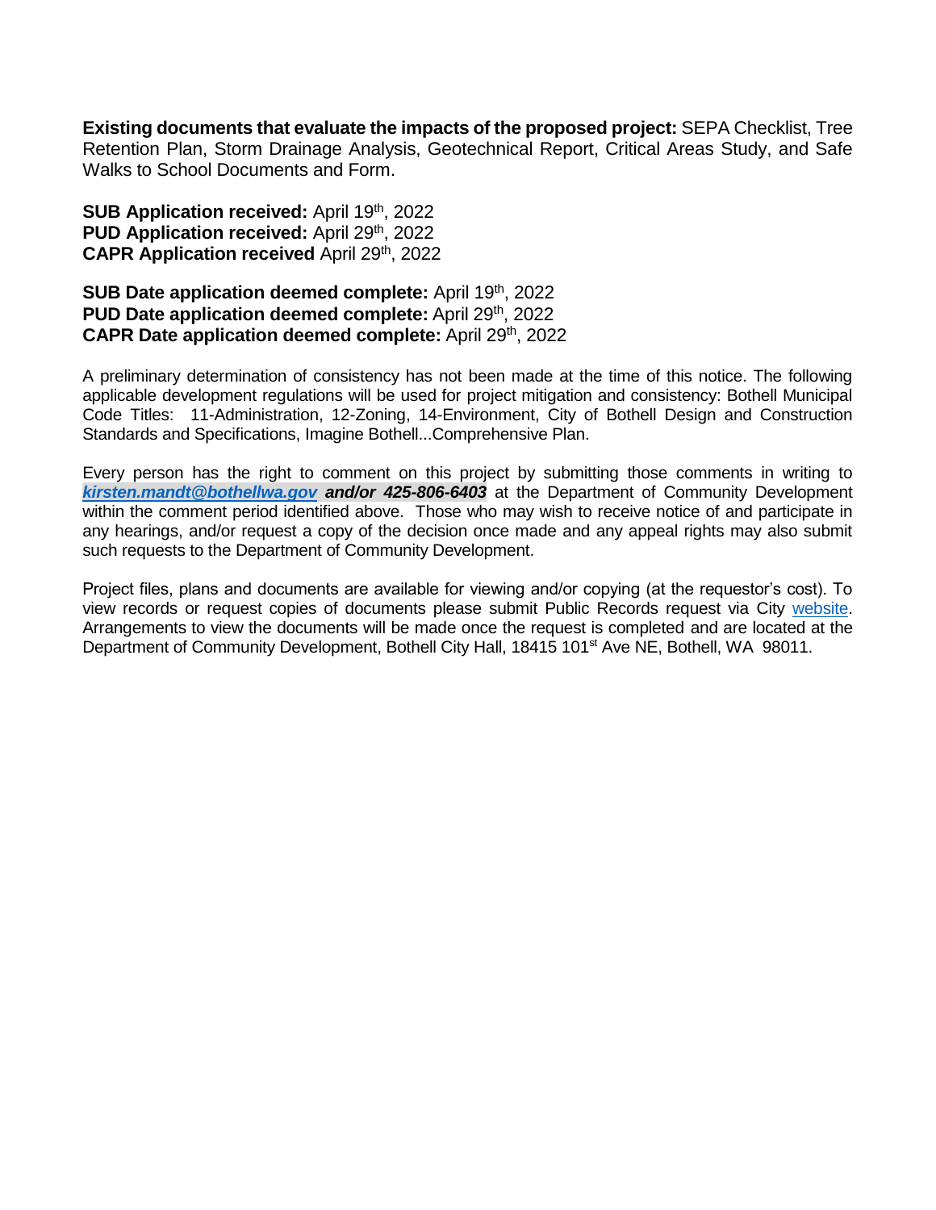**Existing documents that evaluate the impacts of the proposed project:** SEPA Checklist, Tree Retention Plan, Storm Drainage Analysis, Geotechnical Report, Critical Areas Study, and Safe Walks to School Documents and Form.

**SUB Application received:** April 19th, 2022
**PUD Application received:** April 29th, 2022
**CAPR Application received** April 29th, 2022

**SUB Date application deemed complete:** April 19th, 2022
**PUD Date application deemed complete:** April 29th, 2022
**CAPR Date application deemed complete:** April 29th, 2022

A preliminary determination of consistency has not been made at the time of this notice. The following applicable development regulations will be used for project mitigation and consistency: Bothell Municipal Code Titles: 11-Administration, 12-Zoning, 14-Environment, City of Bothell Design and Construction Standards and Specifications, Imagine Bothell...Comprehensive Plan.

Every person has the right to comment on this project by submitting those comments in writing to ***kirsten.mandt@bothellwa.gov and/or 425-806-6403*** at the Department of Community Development within the comment period identified above. Those who may wish to receive notice of and participate in any hearings, and/or request a copy of the decision once made and any appeal rights may also submit such requests to the Department of Community Development.

Project files, plans and documents are available for viewing and/or copying (at the requestor's cost). To view records or request copies of documents please submit Public Records request via City website. Arrangements to view the documents will be made once the request is completed and are located at the Department of Community Development, Bothell City Hall, 18415 101st Ave NE, Bothell, WA 98011.